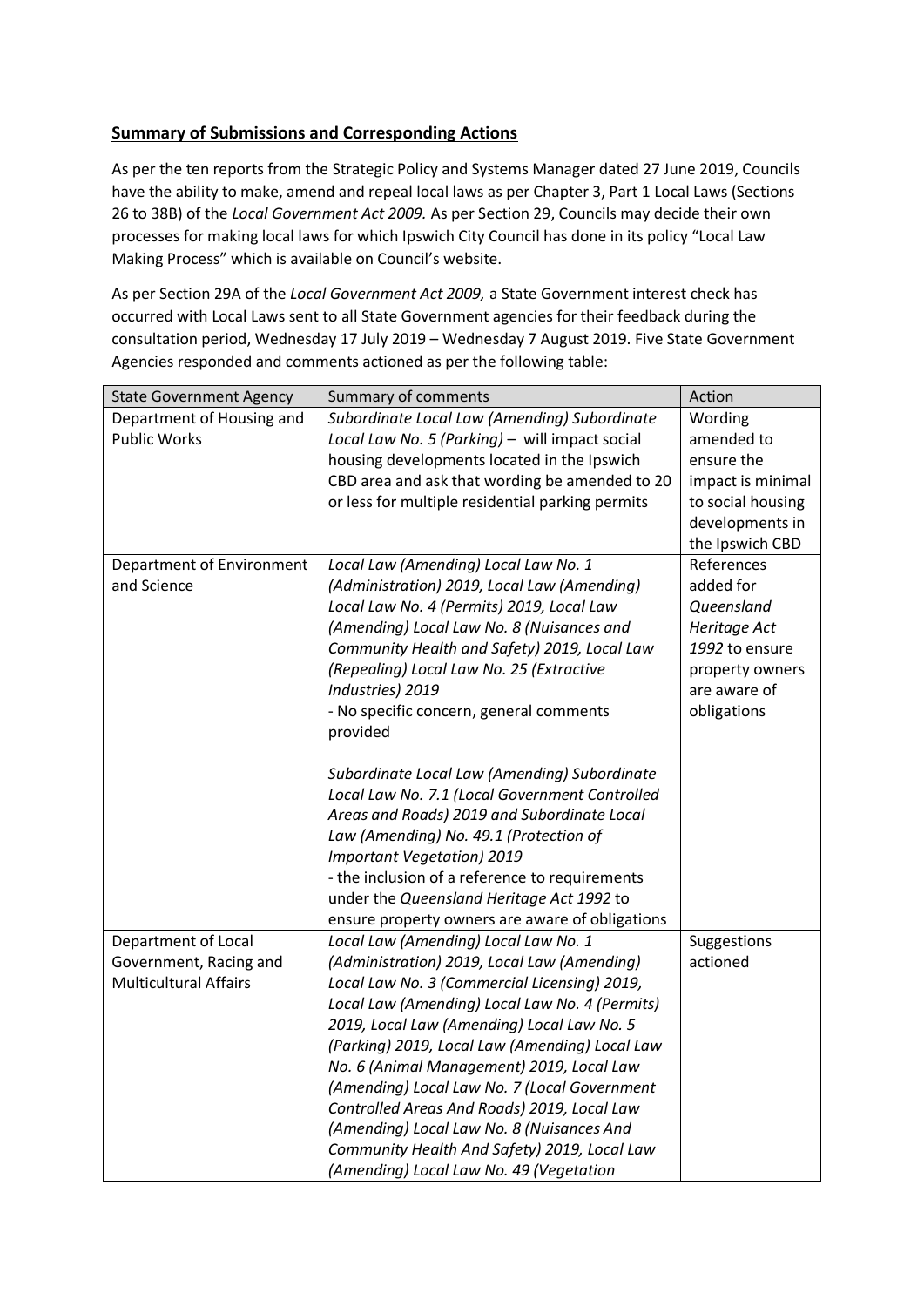## **Summary of Submissions and Corresponding Actions**

As per the ten reports from the Strategic Policy and Systems Manager dated 27 June 2019, Councils have the ability to make, amend and repeal local laws as per Chapter 3, Part 1 Local Laws (Sections 26 to 38B) of the *Local Government Act 2009.* As per Section 29, Councils may decide their own processes for making local laws for which Ipswich City Council has done in its policy "Local Law Making Process" which is available on Council's website.

As per Section 29A of the *Local Government Act 2009,* a State Government interest check has occurred with Local Laws sent to all State Government agencies for their feedback during the consultation period, Wednesday 17 July 2019 – Wednesday 7 August 2019. Five State Government Agencies responded and comments actioned as per the following table:

| State Government Agency | Summary of comments | Action |
|---|---|---|
| Department of Housing and Public Works | *Subordinate Local Law (Amending) Subordinate Local Law No. 5 (Parking)* – will impact social housing developments located in the Ipswich CBD area and ask that wording be amended to 20 or less for multiple residential parking permits | Wording amended to ensure the impact is minimal to social housing developments in the Ipswich CBD |
| Department of Environment and Science | *Local Law (Amending) Local Law No. 1 (Administration) 2019, Local Law (Amending) Local Law No. 4 (Permits) 2019, Local Law (Amending) Local Law No. 8 (Nuisances and Community Health and Safety) 2019, Local Law (Repealing) Local Law No. 25 (Extractive Industries) 2019*<br>- No specific concern, general comments provided<br><br>*Subordinate Local Law (Amending) Subordinate Local Law No. 7.1 (Local Government Controlled Areas and Roads) 2019 and Subordinate Local Law (Amending) No. 49.1 (Protection of Important Vegetation) 2019*<br>- the inclusion of a reference to requirements under the *Queensland Heritage Act 1992* to ensure property owners are aware of obligations | References added for *Queensland Heritage Act 1992* to ensure property owners are aware of obligations |
| Department of Local Government, Racing and Multicultural Affairs | *Local Law (Amending) Local Law No. 1 (Administration) 2019, Local Law (Amending) Local Law No. 3 (Commercial Licensing) 2019, Local Law (Amending) Local Law No. 4 (Permits) 2019, Local Law (Amending) Local Law No. 5 (Parking) 2019, Local Law (Amending) Local Law No. 6 (Animal Management) 2019, Local Law (Amending) Local Law No. 7 (Local Government Controlled Areas And Roads) 2019, Local Law (Amending) Local Law No. 8 (Nuisances And Community Health And Safety) 2019, Local Law (Amending) Local Law No. 49 (Vegetation* | Suggestions actioned |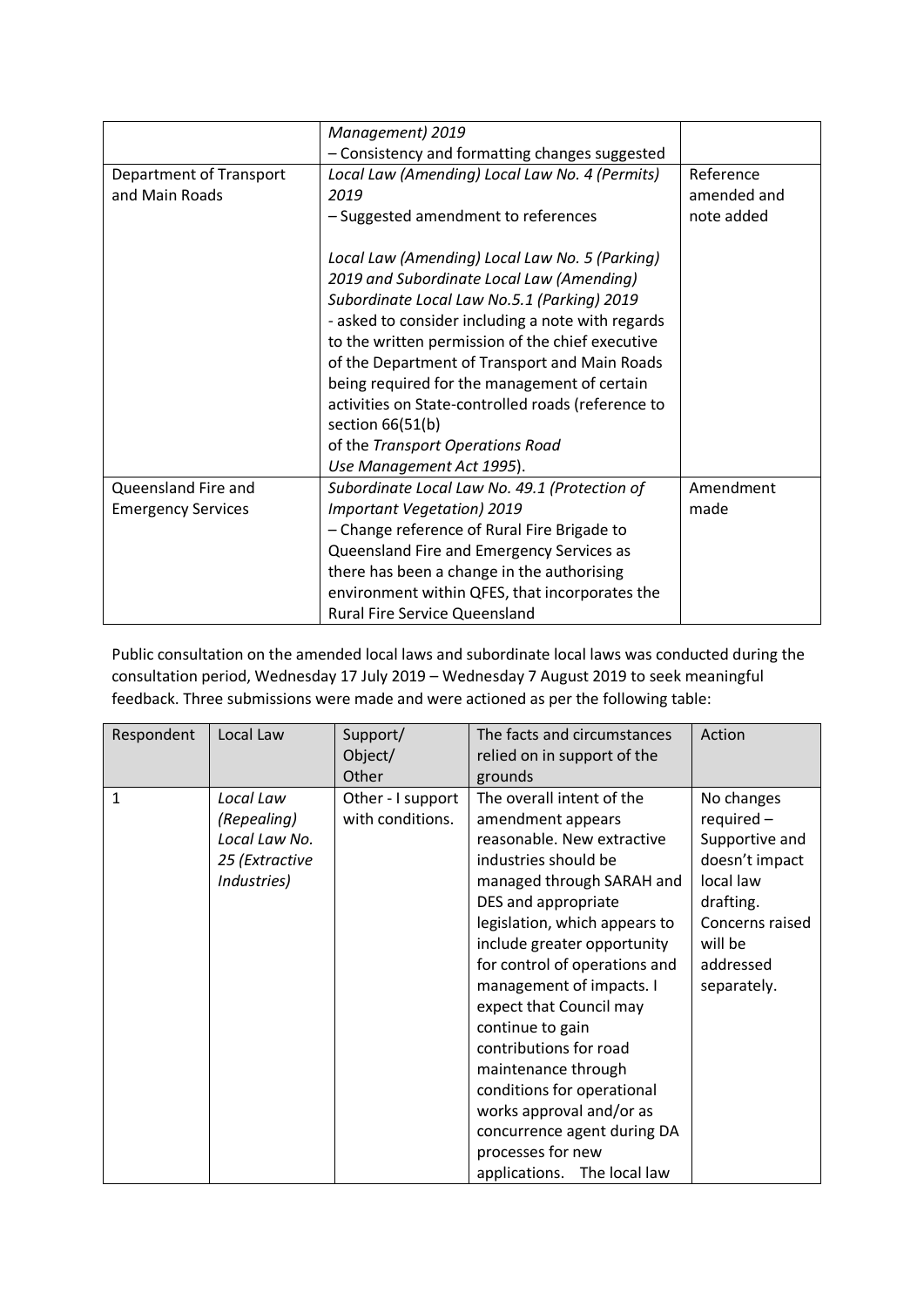| | *Management) 2019*<br>– Consistency and formatting changes suggested | |
|---|---|---|
| Department of Transport and Main Roads | *Local Law (Amending) Local Law No. 4 (Permits) 2019*<br>– Suggested amendment to references<br><br>*Local Law (Amending) Local Law No. 5 (Parking) 2019 and Subordinate Local Law (Amending) Subordinate Local Law No.5.1 (Parking) 2019*<br>- asked to consider including a note with regards to the written permission of the chief executive of the Department of Transport and Main Roads being required for the management of certain activities on State-controlled roads (reference to section 66(51(b) of the *Transport Operations Road Use Management Act 1995*). | Reference amended and note added |
| Queensland Fire and Emergency Services | *Subordinate Local Law No. 49.1 (Protection of Important Vegetation) 2019*<br>– Change reference of Rural Fire Brigade to Queensland Fire and Emergency Services as there has been a change in the authorising environment within QFES, that incorporates the Rural Fire Service Queensland | Amendment made |

Public consultation on the amended local laws and subordinate local laws was conducted during the consultation period, Wednesday 17 July 2019 – Wednesday 7 August 2019 to seek meaningful feedback. Three submissions were made and were actioned as per the following table:

| Respondent | Local Law | Support/ Object/ Other | The facts and circumstances relied on in support of the grounds | Action |
|---|---|---|---|---|
| 1 | *Local Law (Repealing) Local Law No. 25 (Extractive Industries)* | Other - I support with conditions. | The overall intent of the amendment appears reasonable. New extractive industries should be managed through SARAH and DES and appropriate legislation, which appears to include greater opportunity for control of operations and management of impacts. I expect that Council may continue to gain contributions for road maintenance through conditions for operational works approval and/or as concurrence agent during DA processes for new applications. The local law | No changes required – Supportive and doesn't impact local law drafting. Concerns raised will be addressed separately. |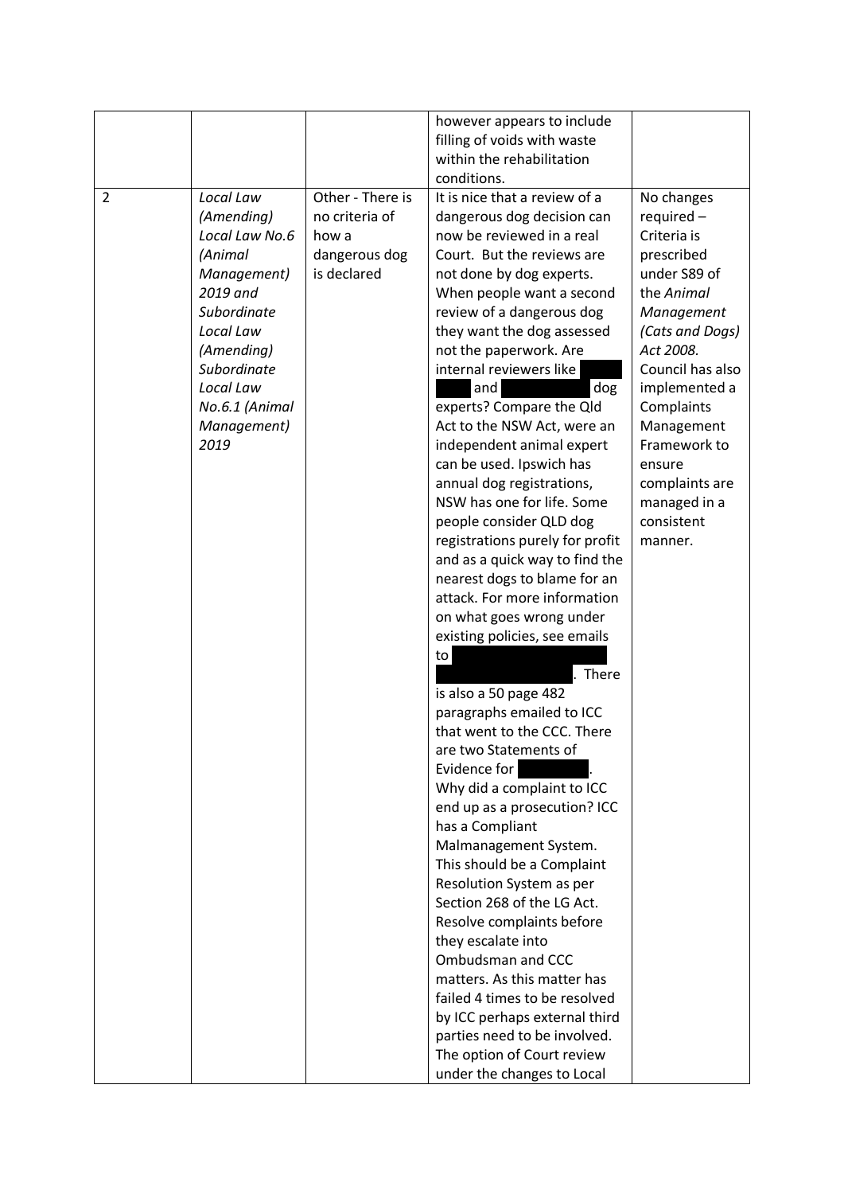| | | | | |
|---|---|---|---|---|
| | | | however appears to include filling of voids with waste within the rehabilitation conditions. | |
| 2 | *Local Law (Amending) Local Law No.6 (Animal Management) 2019 and Subordinate Local Law (Amending) Subordinate Local Law No.6.1 (Animal Management) 2019* | Other - There is no criteria of how a dangerous dog is declared | It is nice that a review of a dangerous dog decision can now be reviewed in a real Court. But the reviews are not done by dog experts. When people want a second review of a dangerous dog they want the dog assessed not the paperwork. Are internal reviewers like [redacted] and [redacted] dog experts? Compare the Qld Act to the NSW Act, were an independent animal expert can be used. Ipswich has annual dog registrations, NSW has one for life. Some people consider QLD dog registrations purely for profit and as a quick way to find the nearest dogs to blame for an attack. For more information on what goes wrong under existing policies, see emails to [redacted]. There is also a 50 page 482 paragraphs emailed to ICC that went to the CCC. There are two Statements of Evidence for [redacted]. Why did a complaint to ICC end up as a prosecution? ICC has a Compliant Malmanagement System. This should be a Complaint Resolution System as per Section 268 of the LG Act. Resolve complaints before they escalate into Ombudsman and CCC matters. As this matter has failed 4 times to be resolved by ICC perhaps external third parties need to be involved. The option of Court review under the changes to Local | No changes required – Criteria is prescribed under S89 of the *Animal Management (Cats and Dogs) Act 2008*. Council has also implemented a Complaints Management Framework to ensure complaints are managed in a consistent manner. |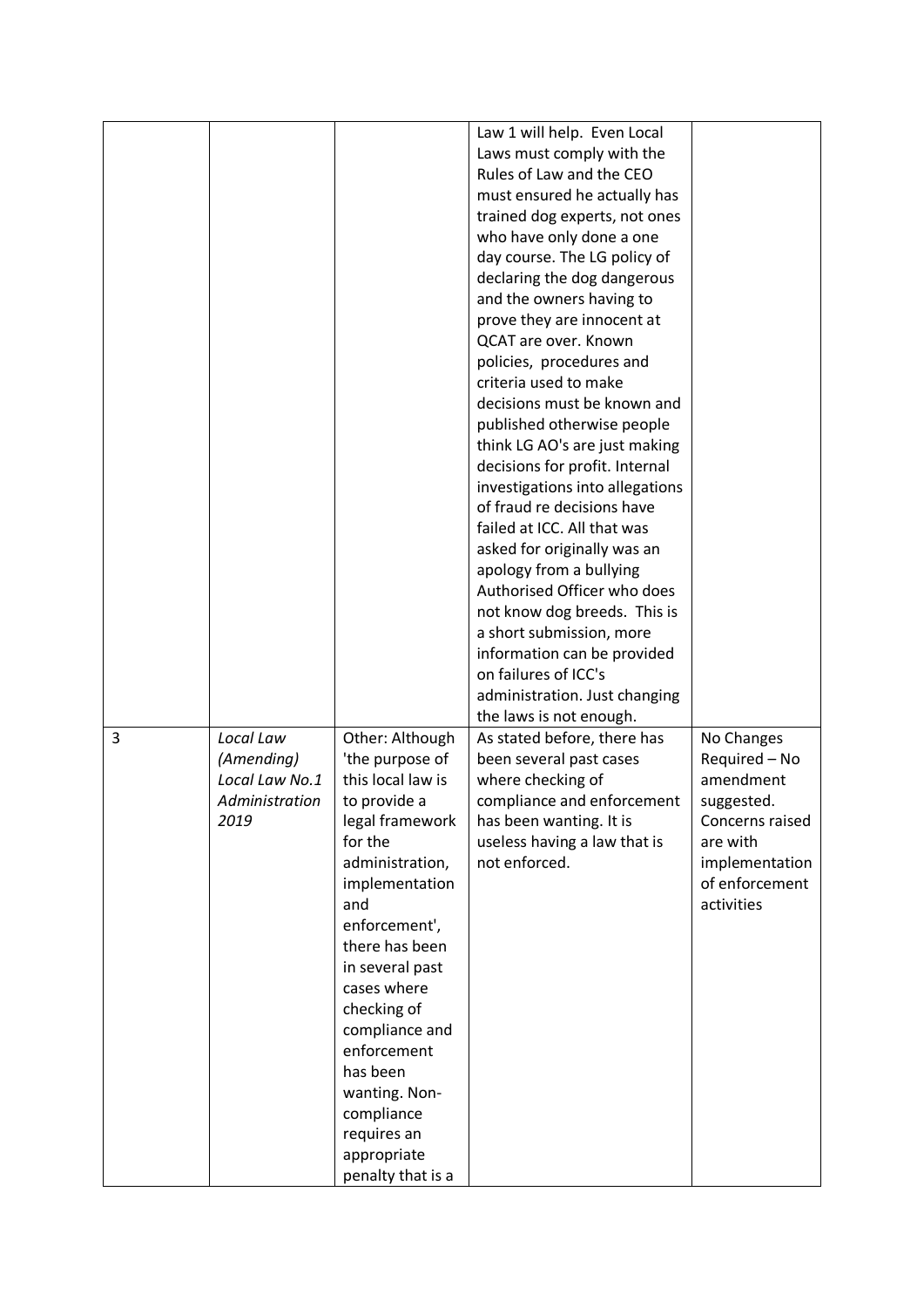| | | | | |
|---|---|---|---|---|
| | | | Law 1 will help. Even Local Laws must comply with the Rules of Law and the CEO must ensured he actually has trained dog experts, not ones who have only done a one day course. The LG policy of declaring the dog dangerous and the owners having to prove they are innocent at QCAT are over. Known policies, procedures and criteria used to make decisions must be known and published otherwise people think LG AO's are just making decisions for profit. Internal investigations into allegations of fraud re decisions have failed at ICC. All that was asked for originally was an apology from a bullying Authorised Officer who does not know dog breeds. This is a short submission, more information can be provided on failures of ICC's administration. Just changing the laws is not enough. | |
| 3 | *Local Law (Amending) Local Law No.1 Administration 2019* | Other: Although 'the purpose of this local law is to provide a legal framework for the administration, implementation and enforcement', there has been in several past cases where checking of compliance and enforcement has been wanting. Non-compliance requires an appropriate penalty that is a | As stated before, there has been several past cases where checking of compliance and enforcement has been wanting. It is useless having a law that is not enforced. | No Changes Required – No amendment suggested. Concerns raised are with implementation of enforcement activities |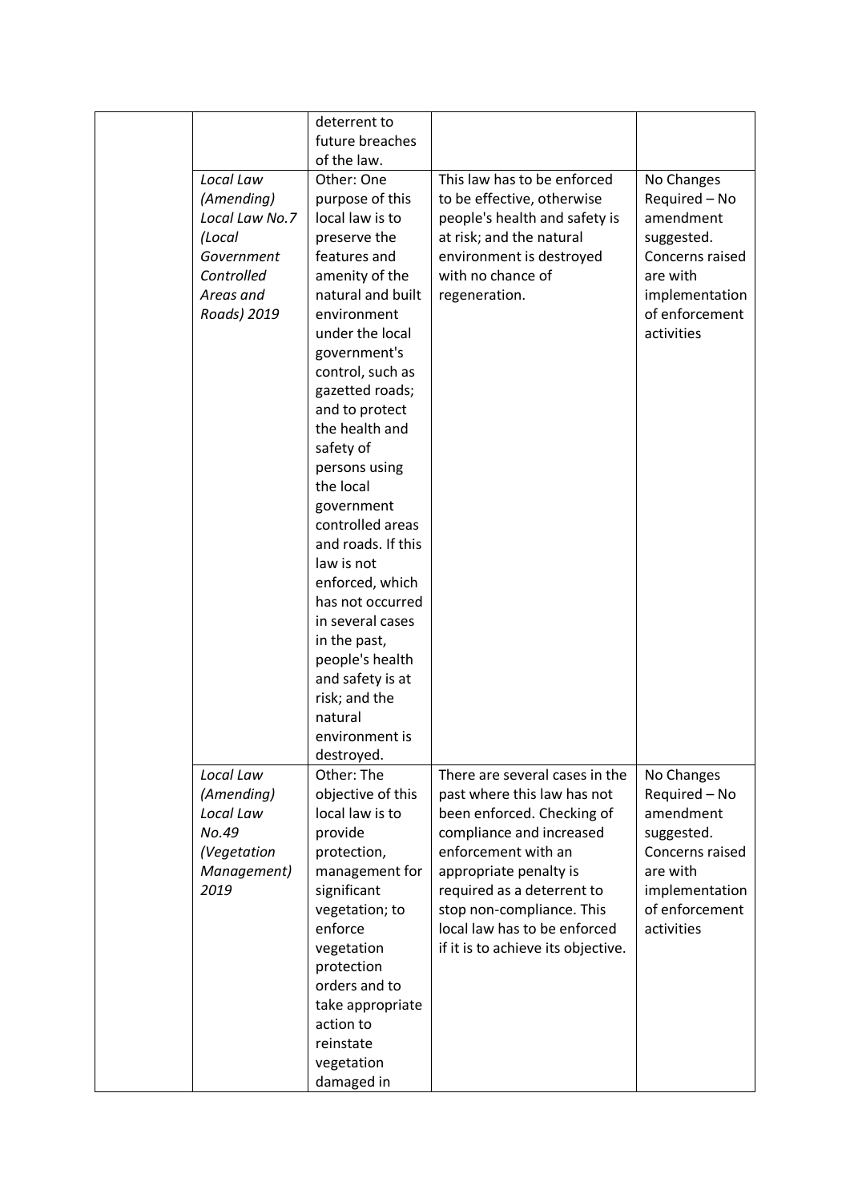| | | | | |
|---|---|---|---|---|
| | | deterrent to future breaches of the law. | | |
| | *Local Law (Amending) Local Law No.7 (Local Government Controlled Areas and Roads) 2019* | Other: One purpose of this local law is to preserve the features and amenity of the natural and built environment under the local government's control, such as gazetted roads; and to protect the health and safety of persons using the local government controlled areas and roads. If this law is not enforced, which has not occurred in several cases in the past, people's health and safety is at risk; and the natural environment is destroyed. | This law has to be enforced to be effective, otherwise people's health and safety is at risk; and the natural environment is destroyed with no chance of regeneration. | No Changes Required – No amendment suggested. Concerns raised are with implementation of enforcement activities |
| | *Local Law (Amending) Local Law No.49 (Vegetation Management) 2019* | Other: The objective of this local law is to provide protection, management for significant vegetation; to enforce vegetation protection orders and to take appropriate action to reinstate vegetation damaged in | There are several cases in the past where this law has not been enforced. Checking of compliance and increased enforcement with an appropriate penalty is required as a deterrent to stop non-compliance. This local law has to be enforced if it is to achieve its objective. | No Changes Required – No amendment suggested. Concerns raised are with implementation of enforcement activities |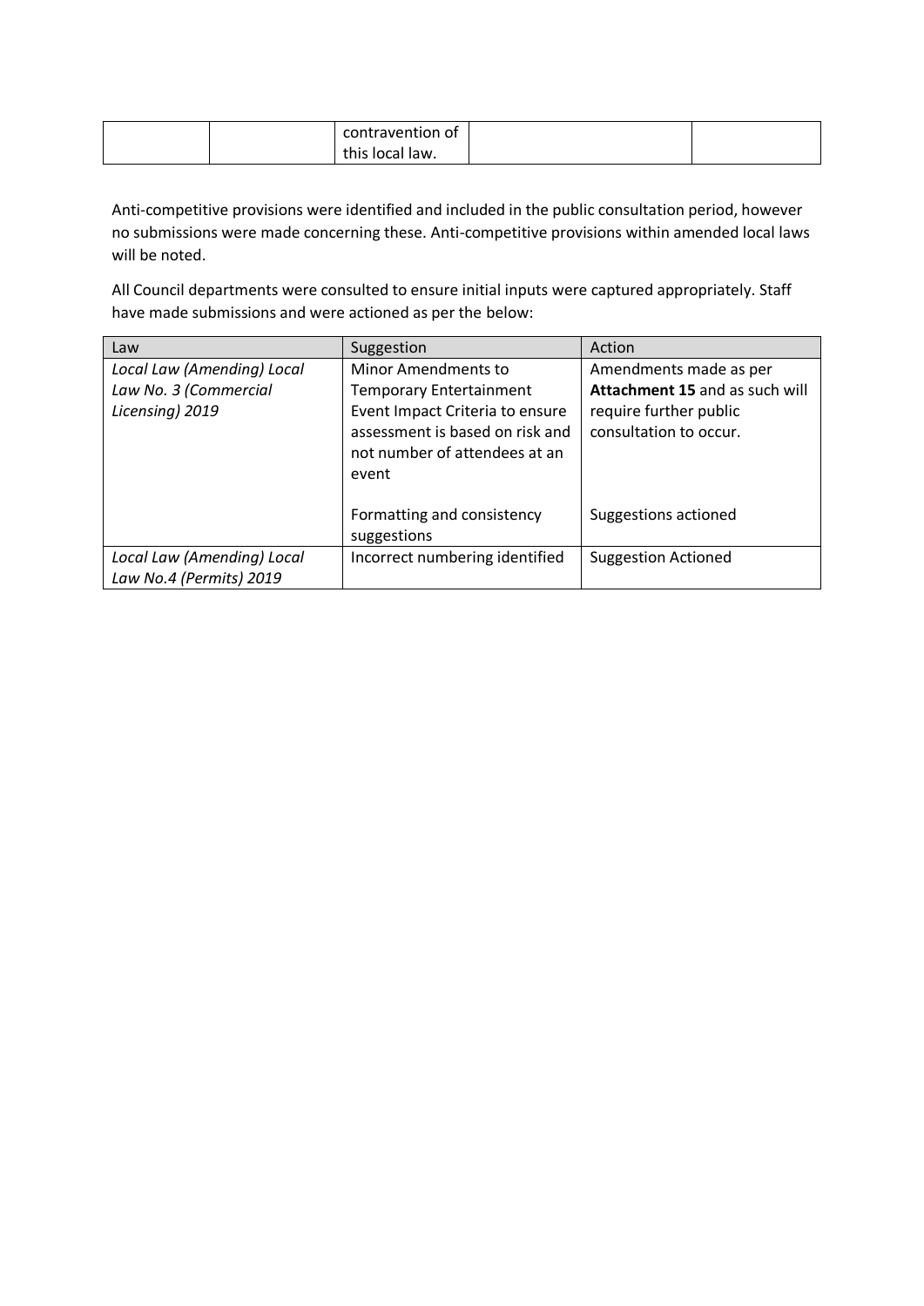| | | | | |
|---|---|---|---|---|
| | | contravention of this local law. | | |

Anti-competitive provisions were identified and included in the public consultation period, however no submissions were made concerning these. Anti-competitive provisions within amended local laws will be noted.

All Council departments were consulted to ensure initial inputs were captured appropriately. Staff have made submissions and were actioned as per the below:

| Law | Suggestion | Action |
|---|---|---|
| *Local Law (Amending) Local Law No. 3 (Commercial Licensing) 2019* | Minor Amendments to Temporary Entertainment Event Impact Criteria to ensure assessment is based on risk and not number of attendees at an event<br><br>Formatting and consistency suggestions | Amendments made as per **Attachment 15** and as such will require further public consultation to occur.<br><br>Suggestions actioned |
| *Local Law (Amending) Local Law No.4 (Permits) 2019* | Incorrect numbering identified | Suggestion Actioned |